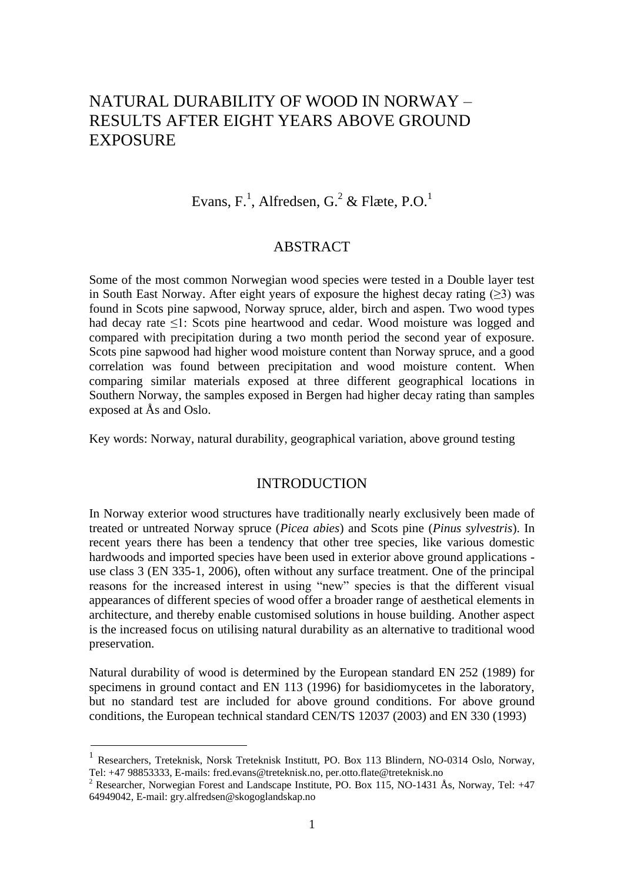# NATURAL DURABILITY OF WOOD IN NORWAY – RESULTS AFTER EIGHT YEARS ABOVE GROUND EXPOSURE

Evans, F.[1], Alfredsen, G.[2] & Flæte, P.O.[1]

## ABSTRACT

Some of the most common Norwegian wood species were tested in a Double layer test in South East Norway. After eight years of exposure the highest decay rating ($\geq 3$) was found in Scots pine sapwood, Norway spruce, alder, birch and aspen. Two wood types had decay rate $\leq 1$: Scots pine heartwood and cedar. Wood moisture was logged and compared with precipitation during a two month period the second year of exposure. Scots pine sapwood had higher wood moisture content than Norway spruce, and a good correlation was found between precipitation and wood moisture content. When comparing similar materials exposed at three different geographical locations in Southern Norway, the samples exposed in Bergen had higher decay rating than samples exposed at Ås and Oslo.

Key words: Norway, natural durability, geographical variation, above ground testing

## INTRODUCTION

In Norway exterior wood structures have traditionally nearly exclusively been made of treated or untreated Norway spruce (*Picea abies*) and Scots pine (*Pinus sylvestris*). In recent years there has been a tendency that other tree species, like various domestic hardwoods and imported species have been used in exterior above ground applications - use class 3 (EN 335-1, 2006), often without any surface treatment. One of the principal reasons for the increased interest in using "new" species is that the different visual appearances of different species of wood offer a broader range of aesthetical elements in architecture, and thereby enable customised solutions in house building. Another aspect is the increased focus on utilising natural durability as an alternative to traditional wood preservation.

Natural durability of wood is determined by the European standard EN 252 (1989) for specimens in ground contact and EN 113 (1996) for basidiomycetes in the laboratory, but no standard test are included for above ground conditions. For above ground conditions, the European technical standard CEN/TS 12037 (2003) and EN 330 (1993)

---

[1] Researchers, Treteknisk, Norsk Treteknisk Institutt, PO. Box 113 Blindern, NO-0314 Oslo, Norway, Tel: +47 98853333, E-mails: fred.evans@treteknisk.no, per.otto.flate@treteknisk.no

[2] Researcher, Norwegian Forest and Landscape Institute, PO. Box 115, NO-1431 Ås, Norway, Tel: +47 64949042, E-mail: gry.alfredsen@skogoglandskap.no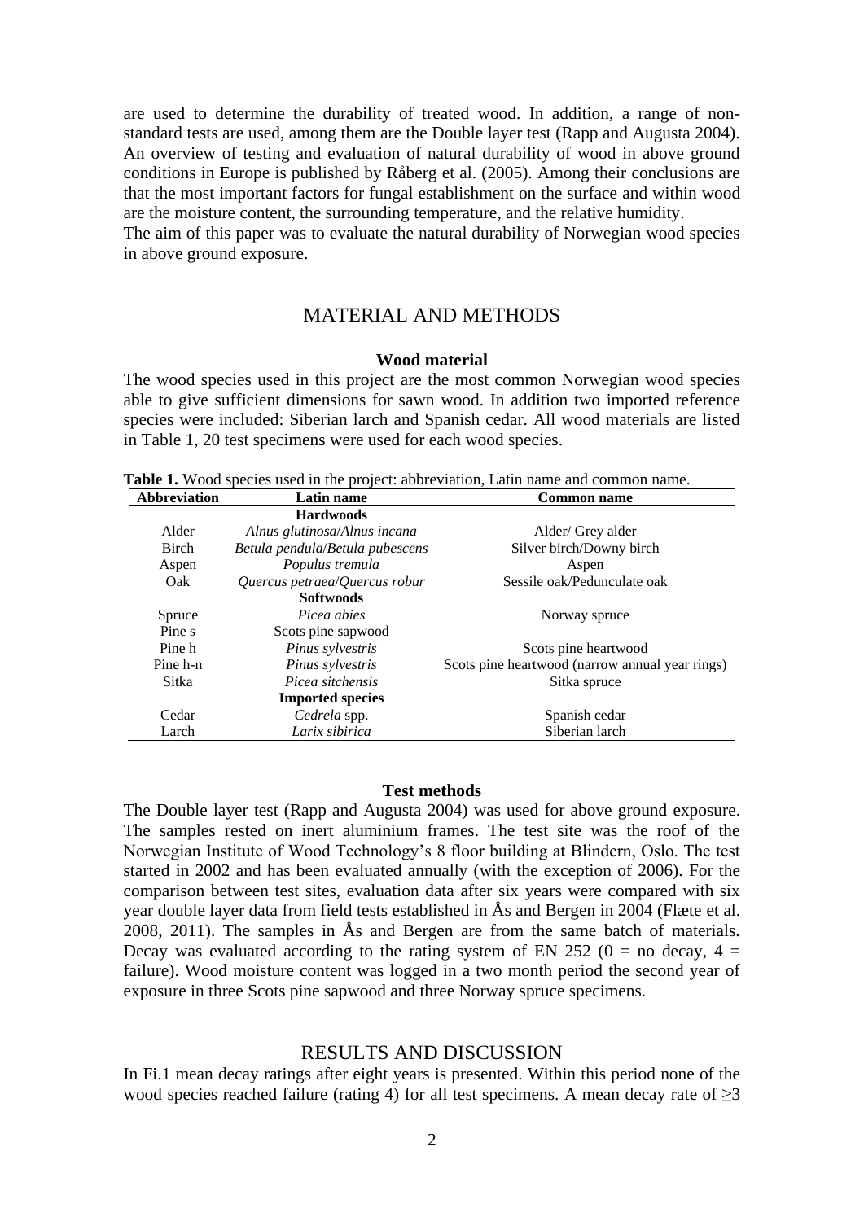are used to determine the durability of treated wood. In addition, a range of non-standard tests are used, among them are the Double layer test (Rapp and Augusta 2004). An overview of testing and evaluation of natural durability of wood in above ground conditions in Europe is published by Råberg et al. (2005). Among their conclusions are that the most important factors for fungal establishment on the surface and within wood are the moisture content, the surrounding temperature, and the relative humidity.
The aim of this paper was to evaluate the natural durability of Norwegian wood species in above ground exposure.

## MATERIAL AND METHODS

### Wood material

The wood species used in this project are the most common Norwegian wood species able to give sufficient dimensions for sawn wood. In addition two imported reference species were included: Siberian larch and Spanish cedar. All wood materials are listed in Table 1, 20 test specimens were used for each wood species.

**Table 1.** Wood species used in the project: abbreviation, Latin name and common name.

| Abbreviation | Latin name | Common name |
|---|---|---|
| | **Hardwoods** | |
| Alder | *Alnus glutinosa*/*Alnus incana* | Alder/ Grey alder |
| Birch | *Betula pendula*/*Betula pubescens* | Silver birch/Downy birch |
| Aspen | *Populus tremula* | Aspen |
| Oak | *Quercus petraea*/*Quercus robur* | Sessile oak/Pedunculate oak |
| | **Softwoods** | |
| Spruce | *Picea abies* | Norway spruce |
| Pine s | Scots pine sapwood | |
| Pine h | *Pinus sylvestris* | Scots pine heartwood |
| Pine h-n | *Pinus sylvestris* | Scots pine heartwood (narrow annual year rings) |
| Sitka | *Picea sitchensis* | Sitka spruce |
| | **Imported species** | |
| Cedar | *Cedrela* spp. | Spanish cedar |
| Larch | *Larix sibirica* | Siberian larch |

### Test methods

The Double layer test (Rapp and Augusta 2004) was used for above ground exposure. The samples rested on inert aluminium frames. The test site was the roof of the Norwegian Institute of Wood Technology's 8 floor building at Blindern, Oslo. The test started in 2002 and has been evaluated annually (with the exception of 2006). For the comparison between test sites, evaluation data after six years were compared with six year double layer data from field tests established in Ås and Bergen in 2004 (Flæte et al. 2008, 2011). The samples in Ås and Bergen are from the same batch of materials. Decay was evaluated according to the rating system of EN 252 (0 = no decay, 4 = failure). Wood moisture content was logged in a two month period the second year of exposure in three Scots pine sapwood and three Norway spruce specimens.

## RESULTS AND DISCUSSION

In Fi.1 mean decay ratings after eight years is presented. Within this period none of the wood species reached failure (rating 4) for all test specimens. A mean decay rate of ≥3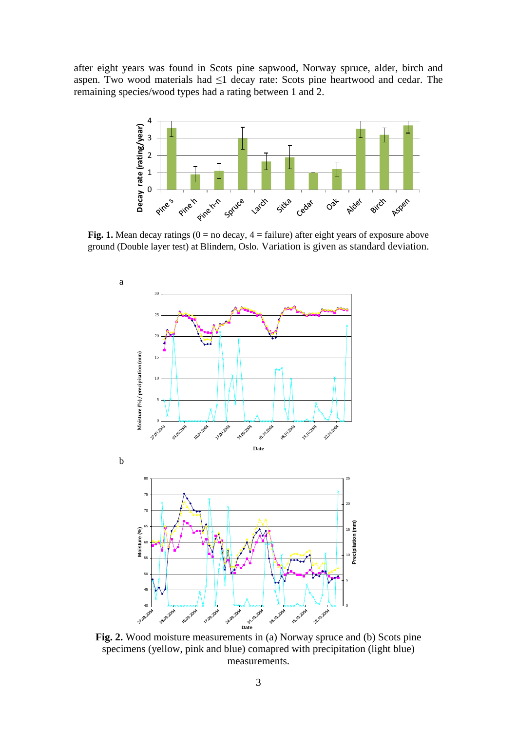after eight years was found in Scots pine sapwood, Norway spruce, alder, birch and aspen. Two wood materials had ≤1 decay rate: Scots pine heartwood and cedar. The remaining species/wood types had a rating between 1 and 2.

**Fig. 1.** Mean decay ratings (0 = no decay, 4 = failure) after eight years of exposure above ground (Double layer test) at Blindern, Oslo. Variation is given as standard deviation.

**Fig. 2.** Wood moisture measurements in (a) Norway spruce and (b) Scots pine specimens (yellow, pink and blue) comapred with precipitation (light blue) measurements.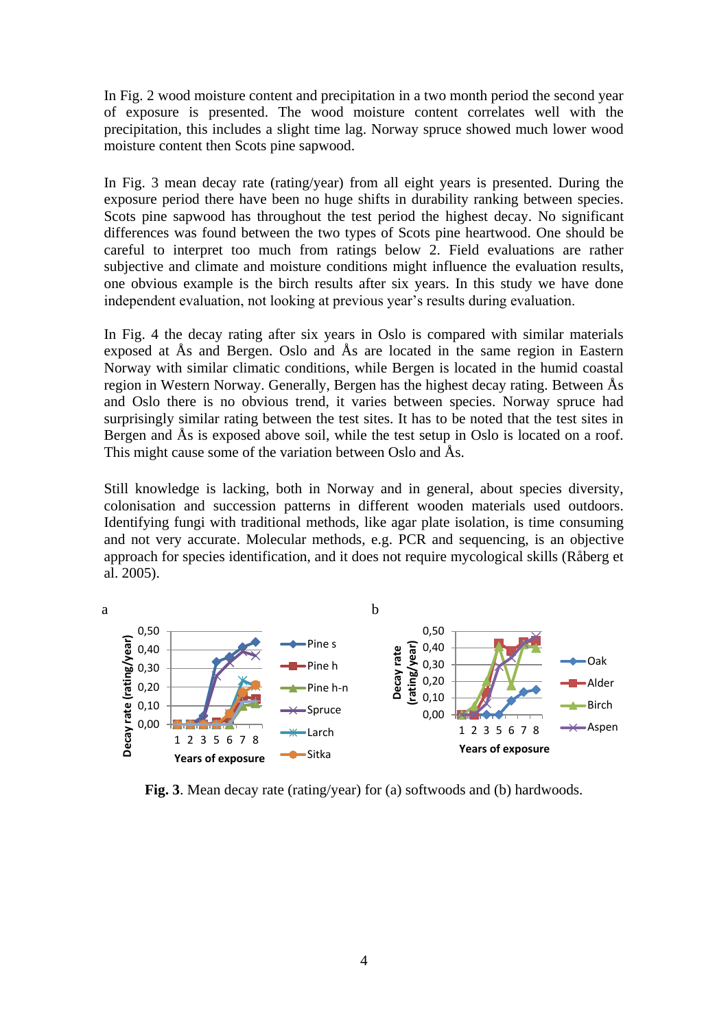In Fig. 2 wood moisture content and precipitation in a two month period the second year of exposure is presented. The wood moisture content correlates well with the precipitation, this includes a slight time lag. Norway spruce showed much lower wood moisture content then Scots pine sapwood.

In Fig. 3 mean decay rate (rating/year) from all eight years is presented. During the exposure period there have been no huge shifts in durability ranking between species. Scots pine sapwood has throughout the test period the highest decay. No significant differences was found between the two types of Scots pine heartwood. One should be careful to interpret too much from ratings below 2. Field evaluations are rather subjective and climate and moisture conditions might influence the evaluation results, one obvious example is the birch results after six years. In this study we have done independent evaluation, not looking at previous year's results during evaluation.

In Fig. 4 the decay rating after six years in Oslo is compared with similar materials exposed at Ås and Bergen. Oslo and Ås are located in the same region in Eastern Norway with similar climatic conditions, while Bergen is located in the humid coastal region in Western Norway. Generally, Bergen has the highest decay rating. Between Ås and Oslo there is no obvious trend, it varies between species. Norway spruce had surprisingly similar rating between the test sites. It has to be noted that the test sites in Bergen and Ås is exposed above soil, while the test setup in Oslo is located on a roof. This might cause some of the variation between Oslo and Ås.

Still knowledge is lacking, both in Norway and in general, about species diversity, colonisation and succession patterns in different wooden materials used outdoors. Identifying fungi with traditional methods, like agar plate isolation, is time consuming and not very accurate. Molecular methods, e.g. PCR and sequencing, is an objective approach for species identification, and it does not require mycological skills (Råberg et al. 2005).

**Fig. 3**. Mean decay rate (rating/year) for (a) softwoods and (b) hardwoods.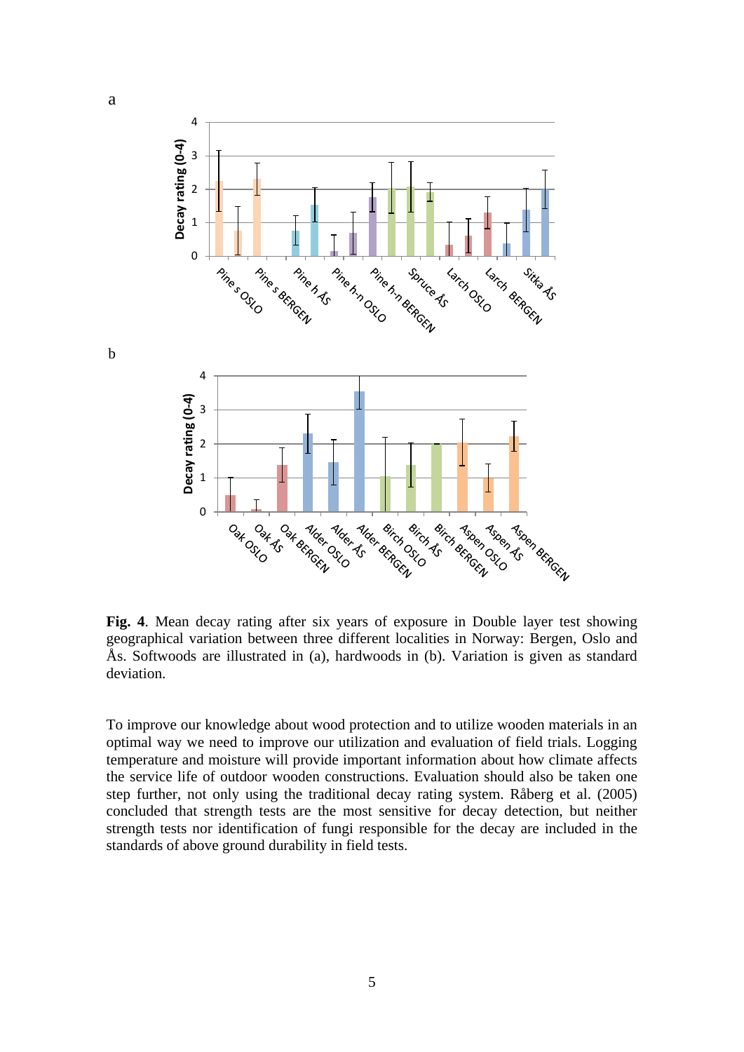a

b

**Fig. 4**. Mean decay rating after six years of exposure in Double layer test showing geographical variation between three different localities in Norway: Bergen, Oslo and Ås. Softwoods are illustrated in (a), hardwoods in (b). Variation is given as standard deviation.

To improve our knowledge about wood protection and to utilize wooden materials in an optimal way we need to improve our utilization and evaluation of field trials. Logging temperature and moisture will provide important information about how climate affects the service life of outdoor wooden constructions. Evaluation should also be taken one step further, not only using the traditional decay rating system. Råberg et al. (2005) concluded that strength tests are the most sensitive for decay detection, but neither strength tests nor identification of fungi responsible for the decay are included in the standards of above ground durability in field tests.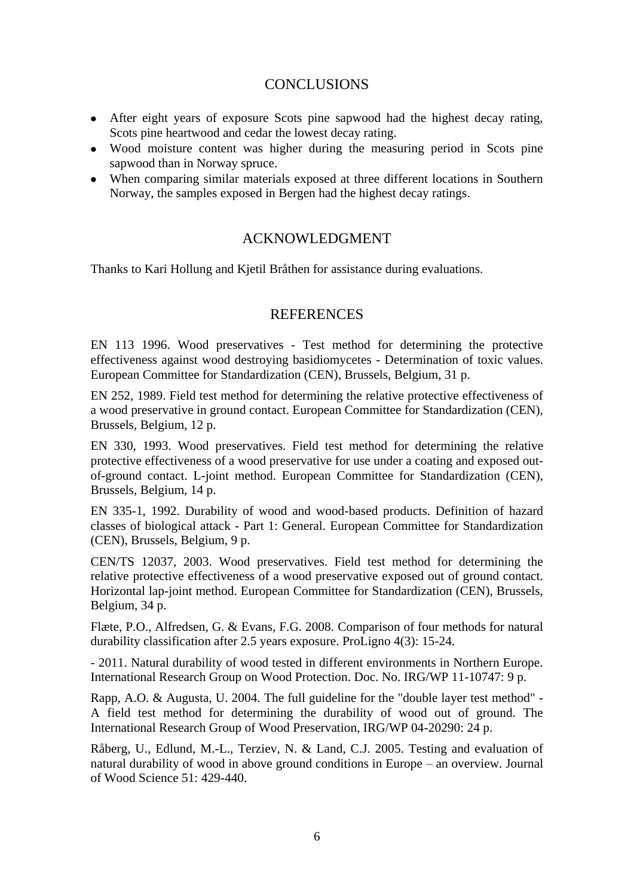## CONCLUSIONS

- After eight years of exposure Scots pine sapwood had the highest decay rating, Scots pine heartwood and cedar the lowest decay rating.
- Wood moisture content was higher during the measuring period in Scots pine sapwood than in Norway spruce.
- When comparing similar materials exposed at three different locations in Southern Norway, the samples exposed in Bergen had the highest decay ratings.

## ACKNOWLEDGMENT

Thanks to Kari Hollung and Kjetil Bråthen for assistance during evaluations.

## REFERENCES

EN 113 1996. Wood preservatives - Test method for determining the protective effectiveness against wood destroying basidiomycetes - Determination of toxic values. European Committee for Standardization (CEN), Brussels, Belgium, 31 p.

EN 252, 1989. Field test method for determining the relative protective effectiveness of a wood preservative in ground contact. European Committee for Standardization (CEN), Brussels, Belgium, 12 p.

EN 330, 1993. Wood preservatives. Field test method for determining the relative protective effectiveness of a wood preservative for use under a coating and exposed out-of-ground contact. L-joint method. European Committee for Standardization (CEN), Brussels, Belgium, 14 p.

EN 335-1, 1992. Durability of wood and wood-based products. Definition of hazard classes of biological attack - Part 1: General. European Committee for Standardization (CEN), Brussels, Belgium, 9 p.

CEN/TS 12037, 2003. Wood preservatives. Field test method for determining the relative protective effectiveness of a wood preservative exposed out of ground contact. Horizontal lap-joint method. European Committee for Standardization (CEN), Brussels, Belgium, 34 p.

Flæte, P.O., Alfredsen, G. & Evans, F.G. 2008. Comparison of four methods for natural durability classification after 2.5 years exposure. ProLigno 4(3): 15-24.

- 2011. Natural durability of wood tested in different environments in Northern Europe. International Research Group on Wood Protection. Doc. No. IRG/WP 11-10747: 9 p.

Rapp, A.O. & Augusta, U. 2004. The full guideline for the "double layer test method" - A field test method for determining the durability of wood out of ground. The International Research Group of Wood Preservation, IRG/WP 04-20290: 24 p.

Råberg, U., Edlund, M.-L., Terziev, N. & Land, C.J. 2005. Testing and evaluation of natural durability of wood in above ground conditions in Europe – an overview. Journal of Wood Science 51: 429-440.